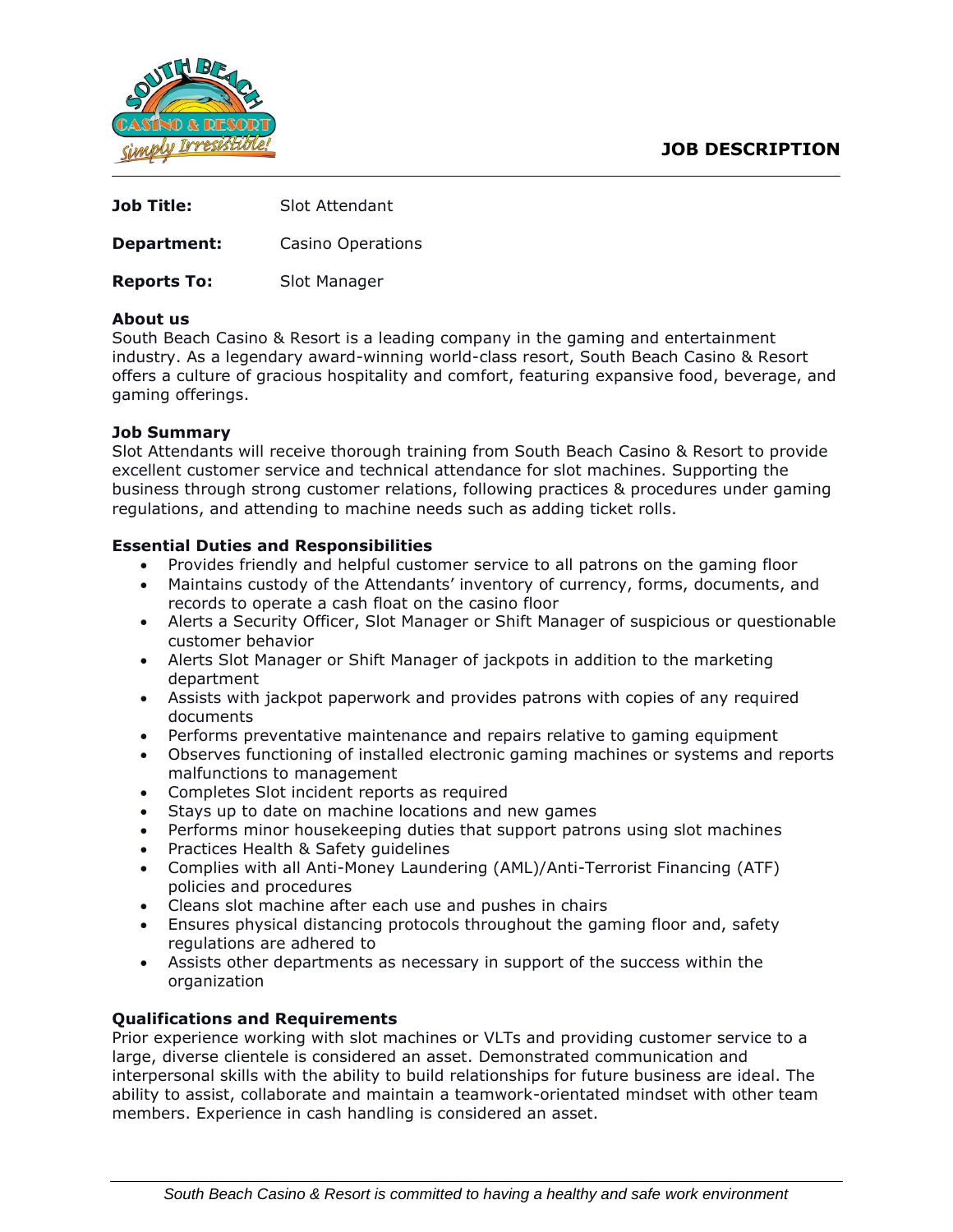# JOB DESCRIPTION

**Job Title:** Slot Attendant

**Department:** Casino Operations

**Reports To:** Slot Manager

**About us**

South Beach Casino & Resort is a leading company in the gaming and entertainment industry. As a legendary award-winning world-class resort, South Beach Casino & Resort offers a culture of gracious hospitality and comfort, featuring expansive food, beverage, and gaming offerings.

**Job Summary**

Slot Attendants will receive thorough training from South Beach Casino & Resort to provide excellent customer service and technical attendance for slot machines. Supporting the business through strong customer relations, following practices & procedures under gaming regulations, and attending to machine needs such as adding ticket rolls.

**Essential Duties and Responsibilities**

- Provides friendly and helpful customer service to all patrons on the gaming floor
- Maintains custody of the Attendants' inventory of currency, forms, documents, and records to operate a cash float on the casino floor
- Alerts a Security Officer, Slot Manager or Shift Manager of suspicious or questionable customer behavior
- Alerts Slot Manager or Shift Manager of jackpots in addition to the marketing department
- Assists with jackpot paperwork and provides patrons with copies of any required documents
- Performs preventative maintenance and repairs relative to gaming equipment
- Observes functioning of installed electronic gaming machines or systems and reports malfunctions to management
- Completes Slot incident reports as required
- Stays up to date on machine locations and new games
- Performs minor housekeeping duties that support patrons using slot machines
- Practices Health & Safety guidelines
- Complies with all Anti-Money Laundering (AML)/Anti-Terrorist Financing (ATF) policies and procedures
- Cleans slot machine after each use and pushes in chairs
- Ensures physical distancing protocols throughout the gaming floor and, safety regulations are adhered to
- Assists other departments as necessary in support of the success within the organization

**Qualifications and Requirements**

Prior experience working with slot machines or VLTs and providing customer service to a large, diverse clientele is considered an asset. Demonstrated communication and interpersonal skills with the ability to build relationships for future business are ideal. The ability to assist, collaborate and maintain a teamwork-orientated mindset with other team members. Experience in cash handling is considered an asset.

*South Beach Casino & Resort is committed to having a healthy and safe work environment*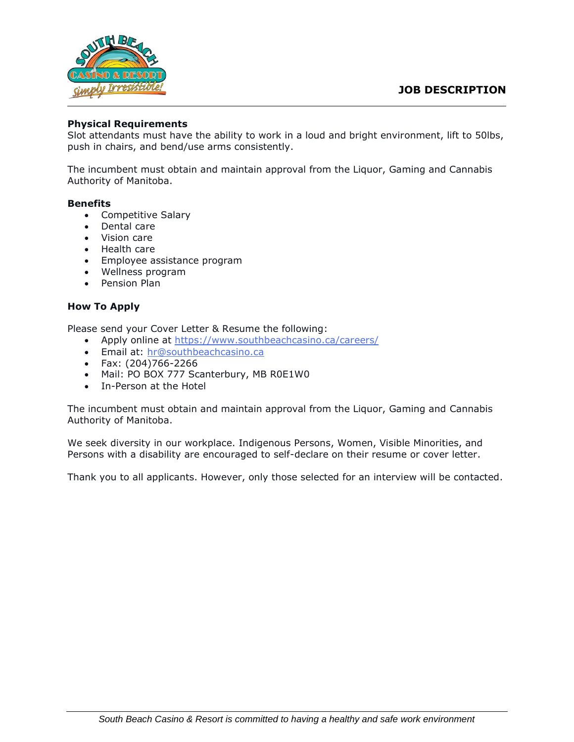**Physical Requirements**

Slot attendants must have the ability to work in a loud and bright environment, lift to 50lbs, push in chairs, and bend/use arms consistently.

The incumbent must obtain and maintain approval from the Liquor, Gaming and Cannabis Authority of Manitoba.

**Benefits**

- Competitive Salary
- Dental care
- Vision care
- Health care
- Employee assistance program
- Wellness program
- Pension Plan

**How To Apply**

Please send your Cover Letter & Resume the following:

- Apply online at https://www.southbeachcasino.ca/careers/
- Email at: hr@southbeachcasino.ca
- Fax: (204)766-2266
- Mail: PO BOX 777 Scanterbury, MB R0E1W0
- In-Person at the Hotel

The incumbent must obtain and maintain approval from the Liquor, Gaming and Cannabis Authority of Manitoba.

We seek diversity in our workplace. Indigenous Persons, Women, Visible Minorities, and Persons with a disability are encouraged to self-declare on their resume or cover letter.

Thank you to all applicants. However, only those selected for an interview will be contacted.